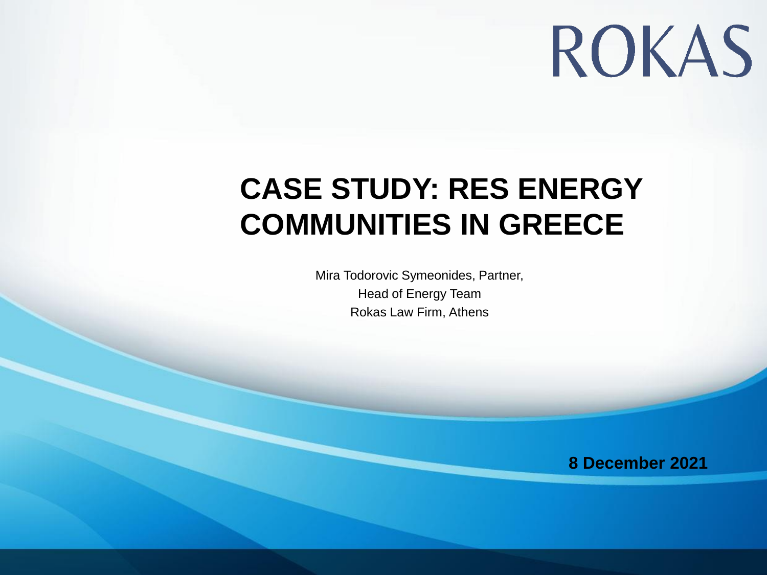ROKAS

# CASE STUDY: RES ENERGY COMMUNITIES IN GREECE

Mira Todorovic Symeonides, Partner,
Head of Energy Team
Rokas Law Firm, Athens

**8 December 2021**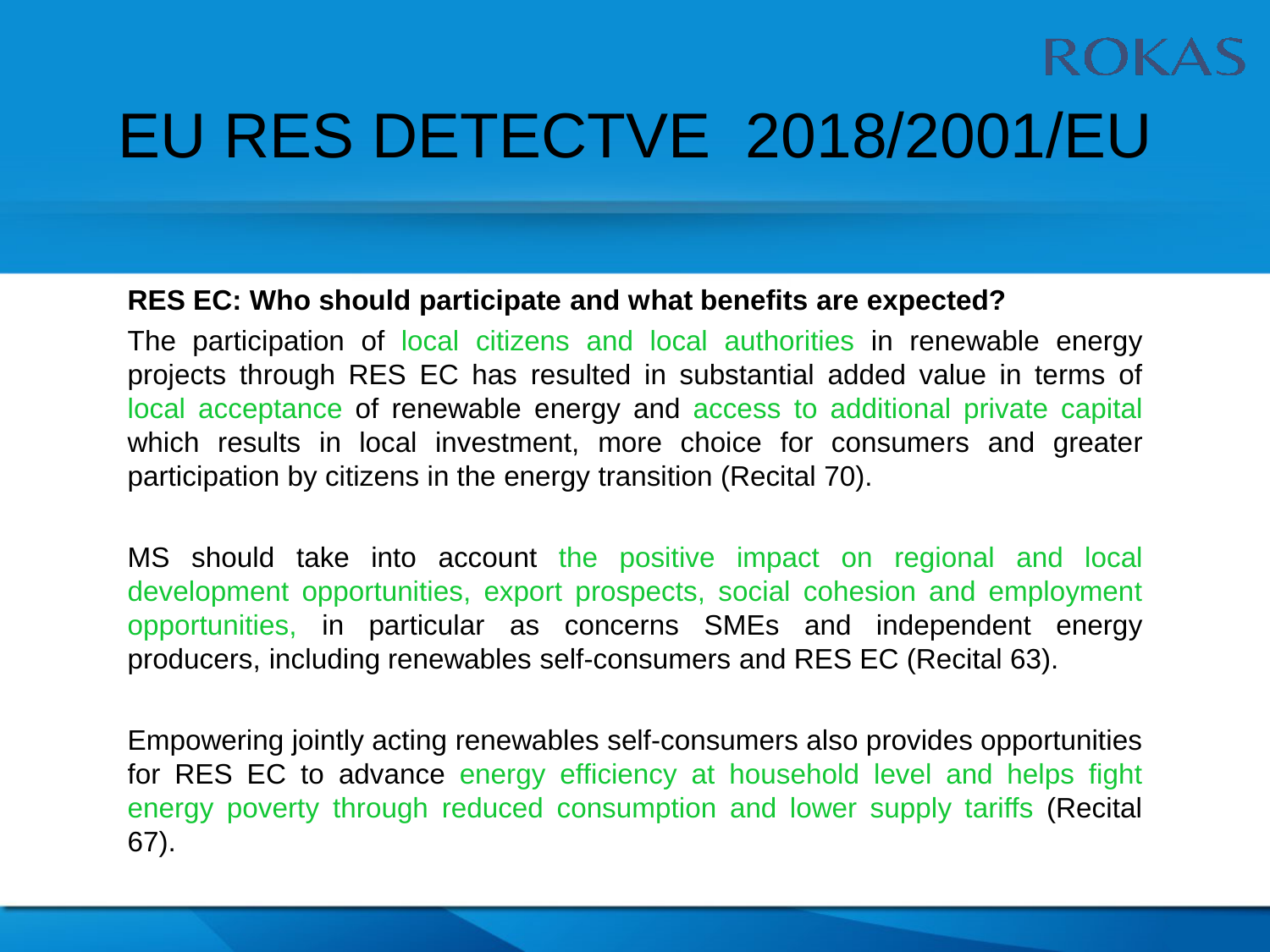# EU RES DETECTVE 2018/2001/EU

**RES EC: Who should participate and what benefits are expected?**

The participation of local citizens and local authorities in renewable energy projects through RES EC has resulted in substantial added value in terms of local acceptance of renewable energy and access to additional private capital which results in local investment, more choice for consumers and greater participation by citizens in the energy transition (Recital 70).

MS should take into account the positive impact on regional and local development opportunities, export prospects, social cohesion and employment opportunities, in particular as concerns SMEs and independent energy producers, including renewables self-consumers and RES EC (Recital 63).

Empowering jointly acting renewables self-consumers also provides opportunities for RES EC to advance energy efficiency at household level and helps fight energy poverty through reduced consumption and lower supply tariffs (Recital 67).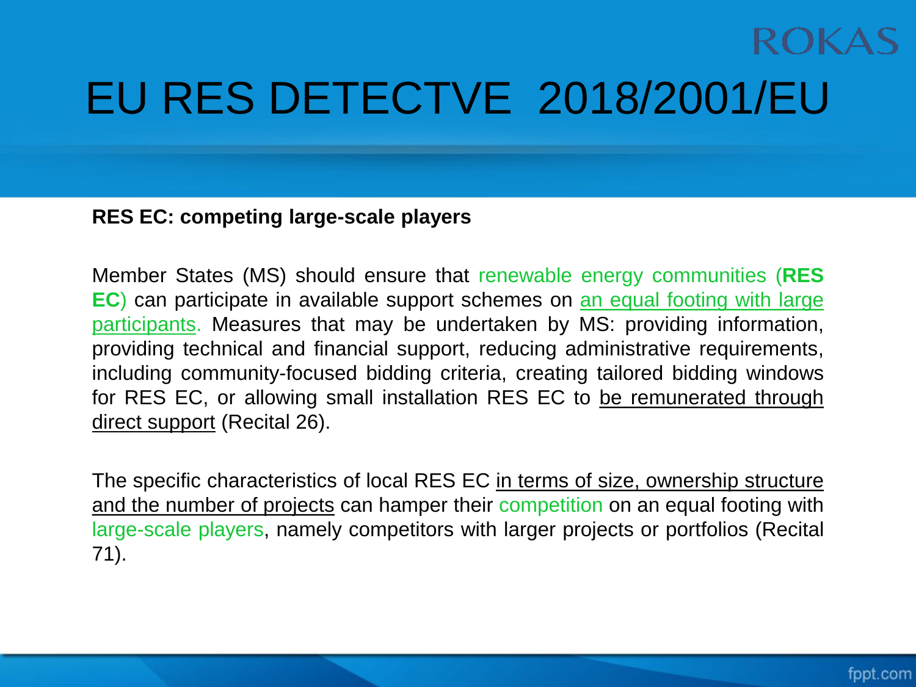# EU RES DETECTVE 2018/2001/EU

**RES EC: competing large-scale players**

Member States (MS) should ensure that renewable energy communities (**RES EC**) can participate in available support schemes on an equal footing with large participants. Measures that may be undertaken by MS: providing information, providing technical and financial support, reducing administrative requirements, including community-focused bidding criteria, creating tailored bidding windows for RES EC, or allowing small installation RES EC to be remunerated through direct support (Recital 26).

The specific characteristics of local RES EC in terms of size, ownership structure and the number of projects can hamper their competition on an equal footing with large-scale players, namely competitors with larger projects or portfolios (Recital 71).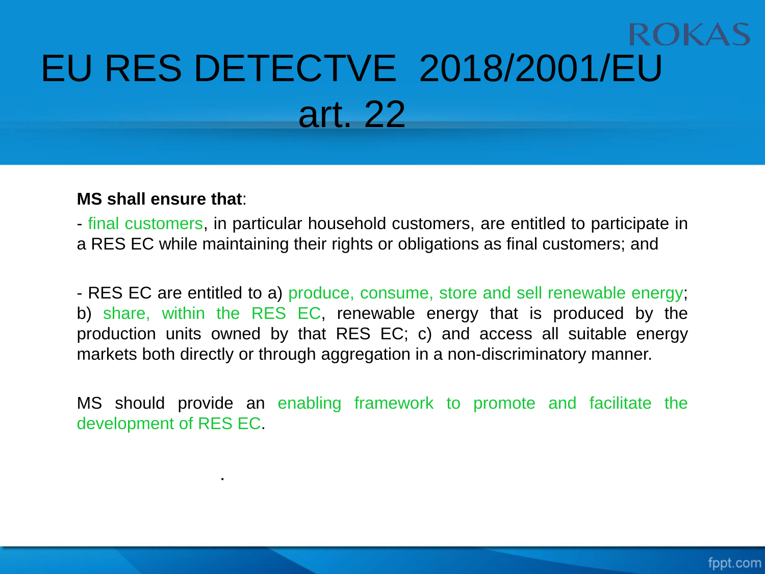# EU RES DETECTVE 2018/2001/EU art. 22

**MS shall ensure that**:

- final customers, in particular household customers, are entitled to participate in a RES EC while maintaining their rights or obligations as final customers; and

- RES EC are entitled to a) produce, consume, store and sell renewable energy; b) share, within the RES EC, renewable energy that is produced by the production units owned by that RES EC; c) and access all suitable energy markets both directly or through aggregation in a non-discriminatory manner.

MS should provide an enabling framework to promote and facilitate the development of RES EC.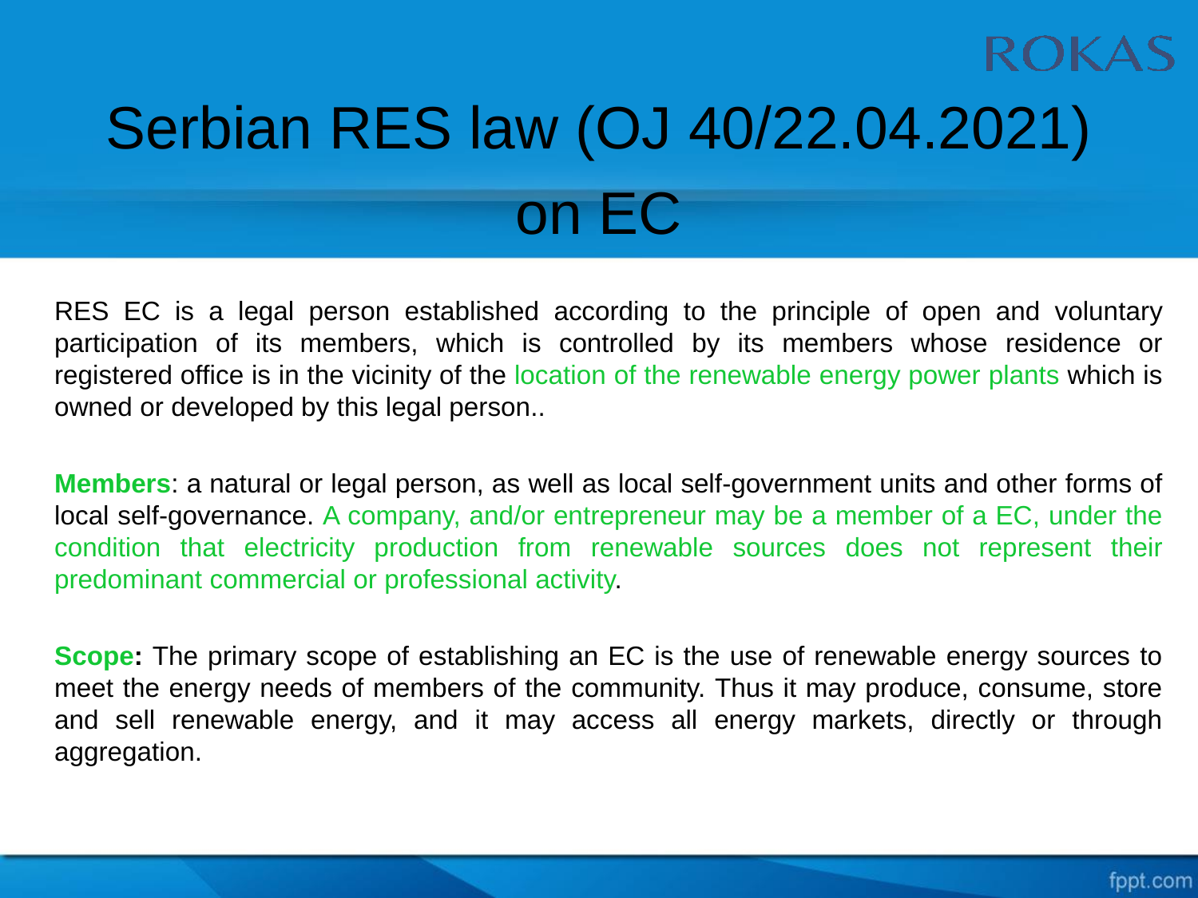# Serbian RES law (OJ 40/22.04.2021) on EC

RES EC is a legal person established according to the principle of open and voluntary participation of its members, which is controlled by its members whose residence or registered office is in the vicinity of the location of the renewable energy power plants which is owned or developed by this legal person..

**Members**: a natural or legal person, as well as local self-government units and other forms of local self-governance. A company, and/or entrepreneur may be a member of a EC, under the condition that electricity production from renewable sources does not represent their predominant commercial or professional activity.

**Scope:** The primary scope of establishing an EC is the use of renewable energy sources to meet the energy needs of members of the community. Thus it may produce, consume, store and sell renewable energy, and it may access all energy markets, directly or through aggregation.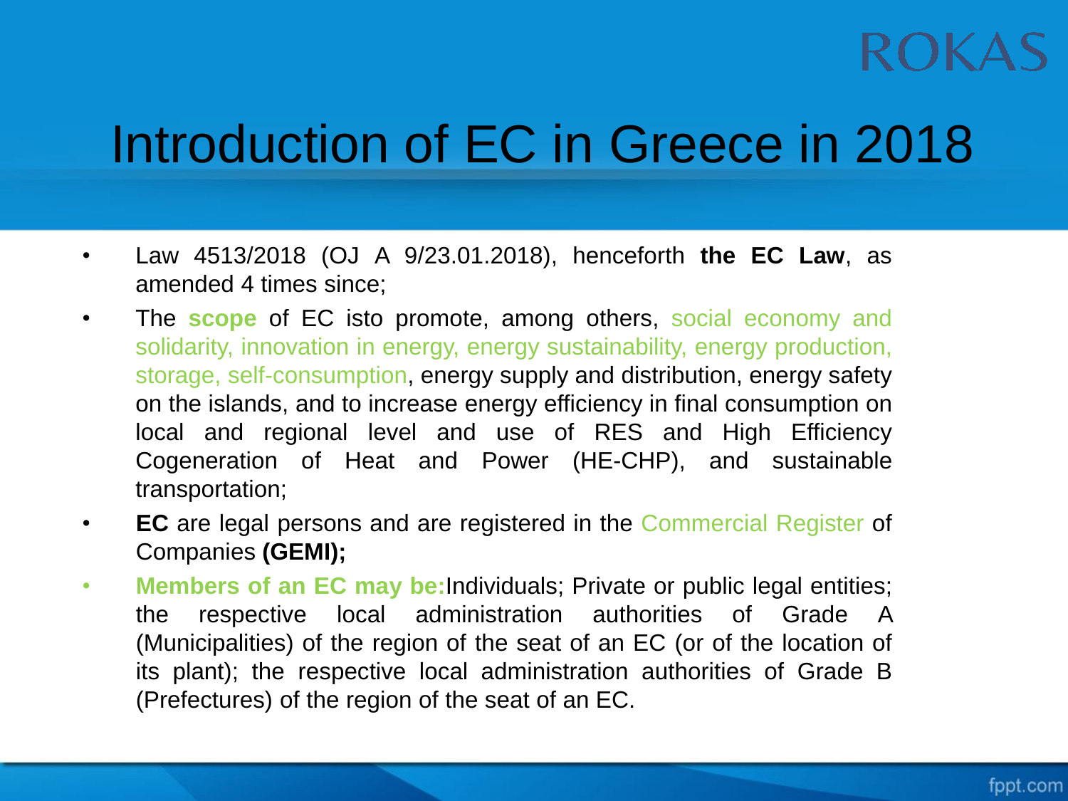# Introduction of EC in Greece in 2018

- Law 4513/2018 (OJ A 9/23.01.2018), henceforth **the EC Law**, as amended 4 times since;
- The **scope** of EC isto promote, among others, social economy and solidarity, innovation in energy, energy sustainability, energy production, storage, self-consumption, energy supply and distribution, energy safety on the islands, and to increase energy efficiency in final consumption on local and regional level and use of RES and High Efficiency Cogeneration of Heat and Power (HE-CHP), and sustainable transportation;
- **EC** are legal persons and are registered in the Commercial Register of Companies **(GEMI);**
- **Members of an EC may be:**Individuals; Private or public legal entities; the respective local administration authorities of Grade A (Municipalities) of the region of the seat of an EC (or of the location of its plant); the respective local administration authorities of Grade B (Prefectures) of the region of the seat of an EC.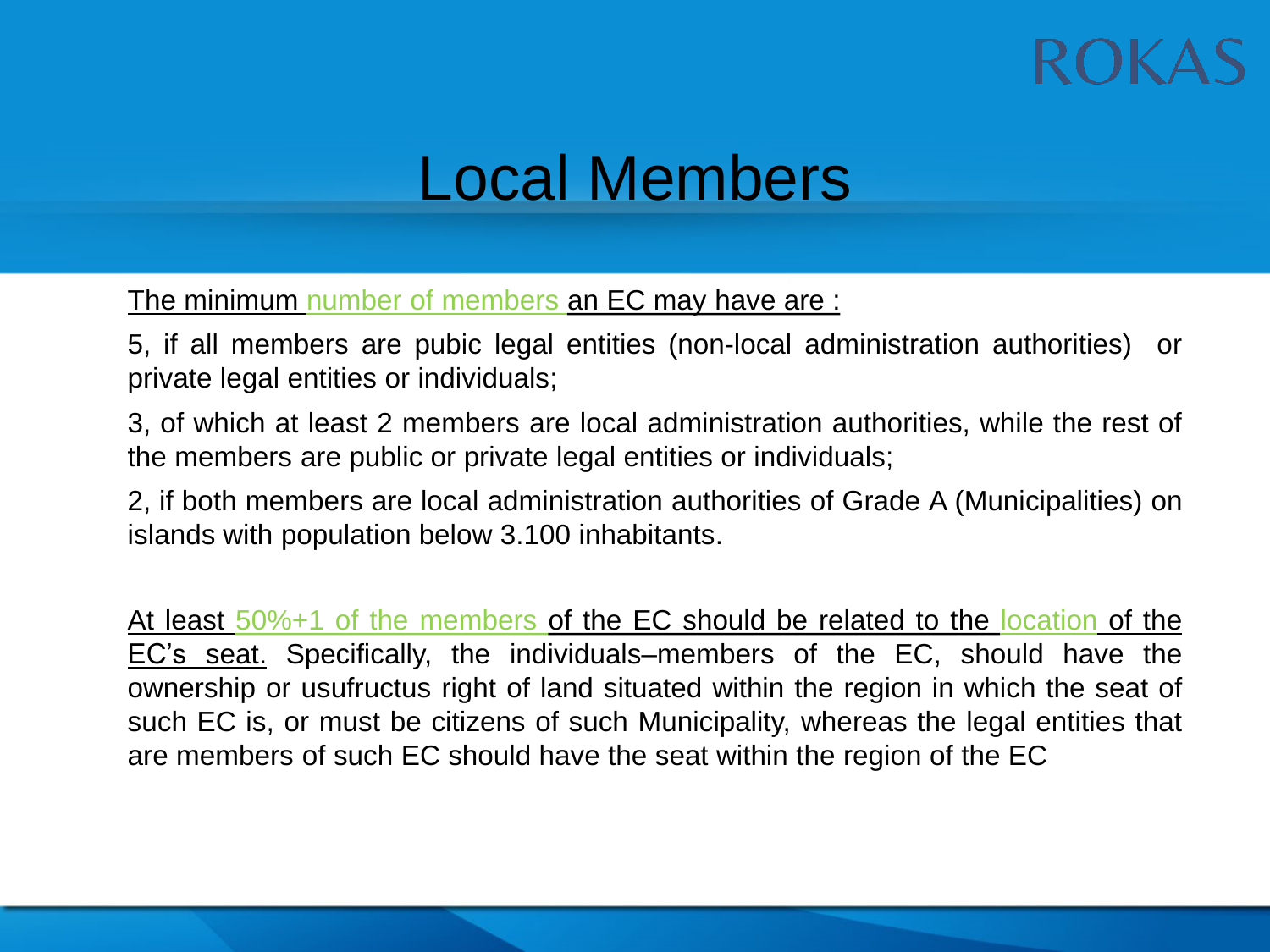# Local Members

The minimum number of members an EC may have are :

5, if all members are pubic legal entities (non-local administration authorities) or private legal entities or individuals;

3, of which at least 2 members are local administration authorities, while the rest of the members are public or private legal entities or individuals;

2, if both members are local administration authorities of Grade A (Municipalities) on islands with population below 3.100 inhabitants.

At least 50%+1 of the members of the EC should be related to the location of the EC's seat. Specifically, the individuals–members of the EC, should have the ownership or usufructus right of land situated within the region in which the seat of such EC is, or must be citizens of such Municipality, whereas the legal entities that are members of such EC should have the seat within the region of the EC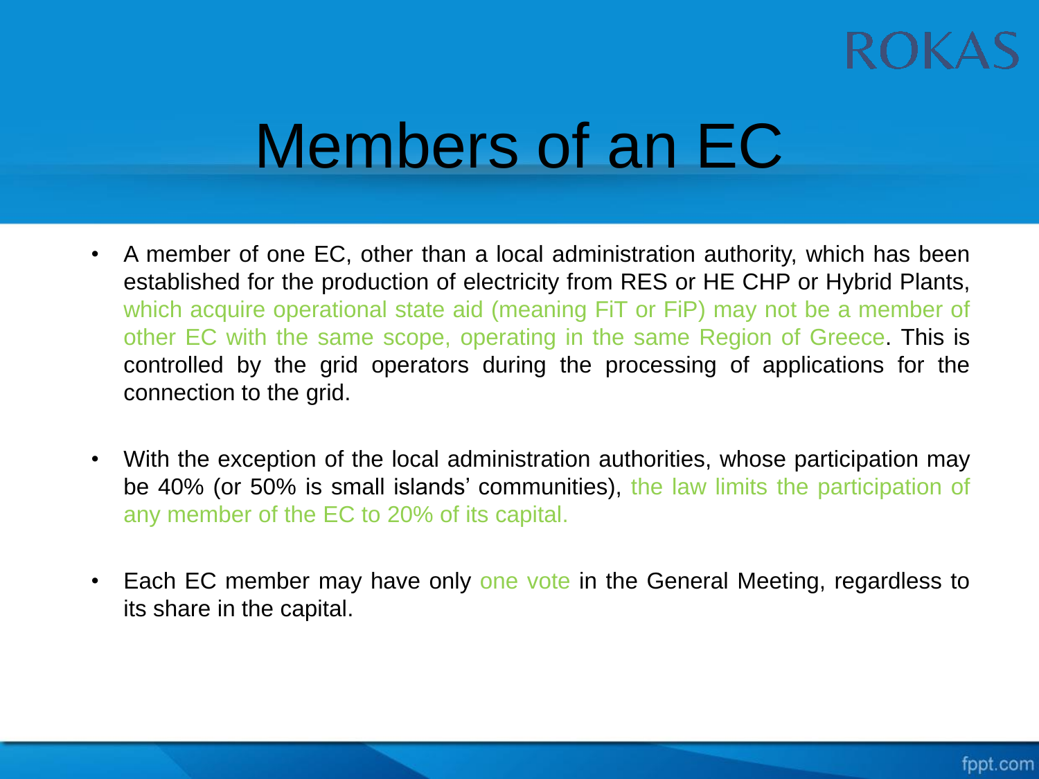# Members of an EC

- A member of one EC, other than a local administration authority, which has been established for the production of electricity from RES or HE CHP or Hybrid Plants, which acquire operational state aid (meaning FiT or FiP) may not be a member of other EC with the same scope, operating in the same Region of Greece. This is controlled by the grid operators during the processing of applications for the connection to the grid.

- With the exception of the local administration authorities, whose participation may be 40% (or 50% is small islands' communities), the law limits the participation of any member of the EC to 20% of its capital.

- Each EC member may have only one vote in the General Meeting, regardless to its share in the capital.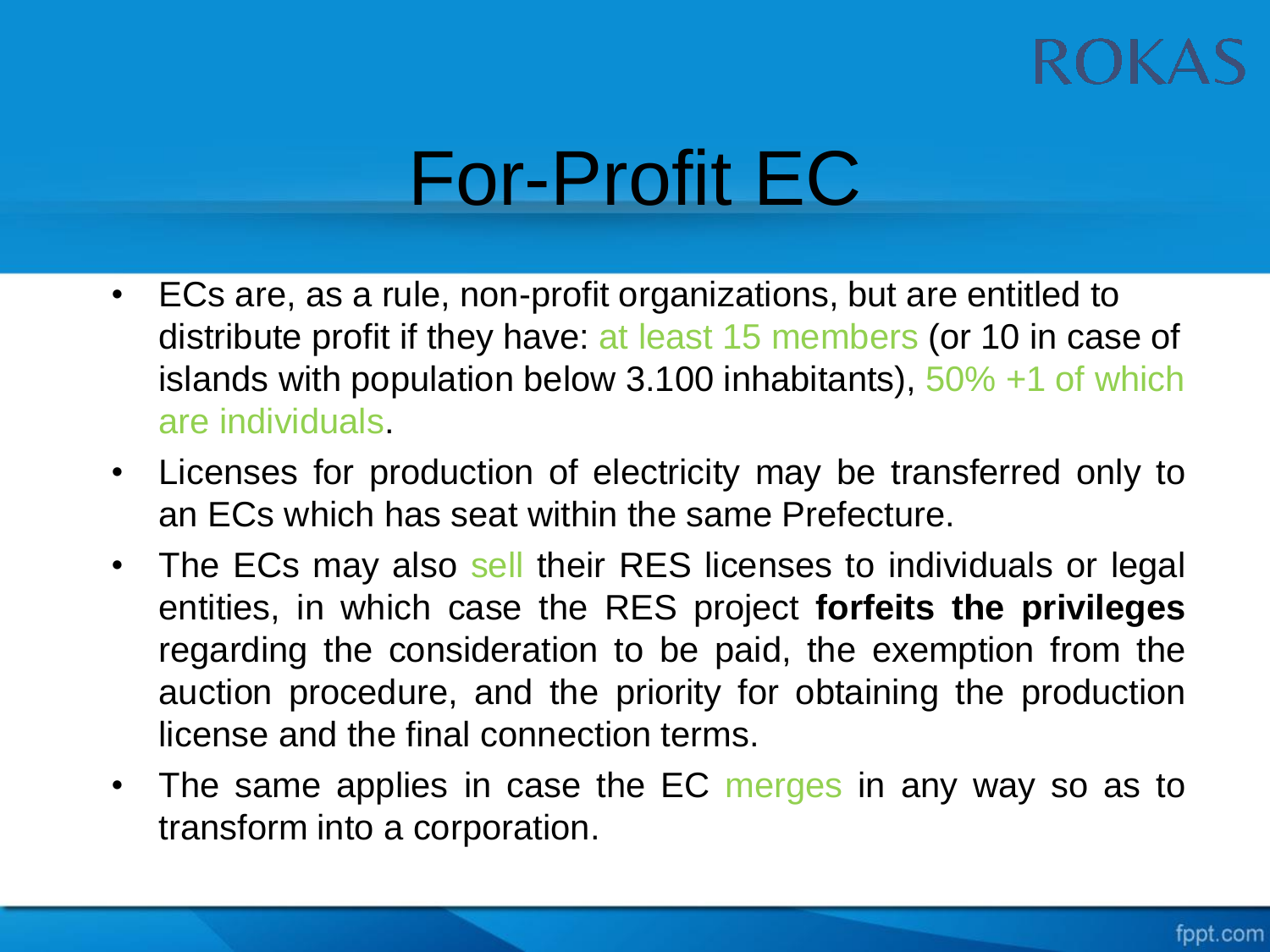# For-Profit EC

- ECs are, as a rule, non-profit organizations, but are entitled to distribute profit if they have: at least 15 members (or 10 in case of islands with population below 3.100 inhabitants), 50% +1 of which are individuals.
- Licenses for production of electricity may be transferred only to an ECs which has seat within the same Prefecture.
- The ECs may also sell their RES licenses to individuals or legal entities, in which case the RES project **forfeits the privileges** regarding the consideration to be paid, the exemption from the auction procedure, and the priority for obtaining the production license and the final connection terms.
- The same applies in case the EC merges in any way so as to transform into a corporation.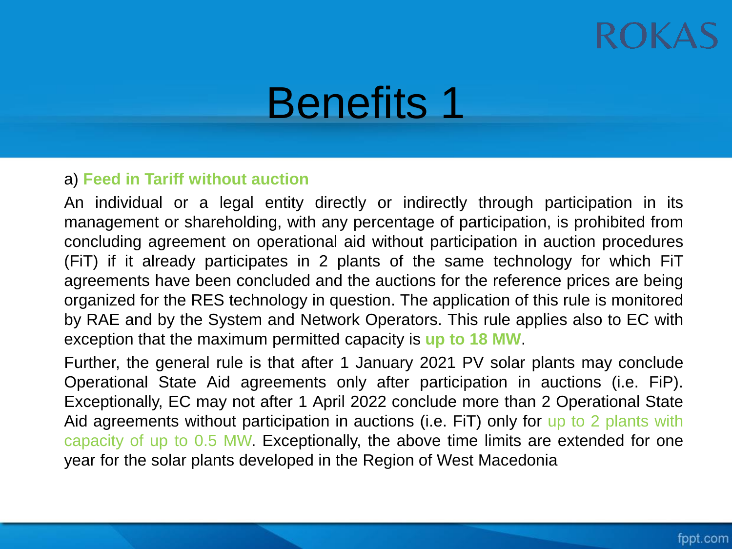# Benefits 1

a) **Feed in Tariff without auction**

An individual or a legal entity directly or indirectly through participation in its management or shareholding, with any percentage of participation, is prohibited from concluding agreement on operational aid without participation in auction procedures (FiT) if it already participates in 2 plants of the same technology for which FiT agreements have been concluded and the auctions for the reference prices are being organized for the RES technology in question. The application of this rule is monitored by RAE and by the System and Network Operators. This rule applies also to EC with exception that the maximum permitted capacity is **up to 18 MW**.

Further, the general rule is that after 1 January 2021 PV solar plants may conclude Operational State Aid agreements only after participation in auctions (i.e. FiP). Exceptionally, EC may not after 1 April 2022 conclude more than 2 Operational State Aid agreements without participation in auctions (i.e. FiT) only for up to 2 plants with capacity of up to 0.5 MW. Exceptionally, the above time limits are extended for one year for the solar plants developed in the Region of West Macedonia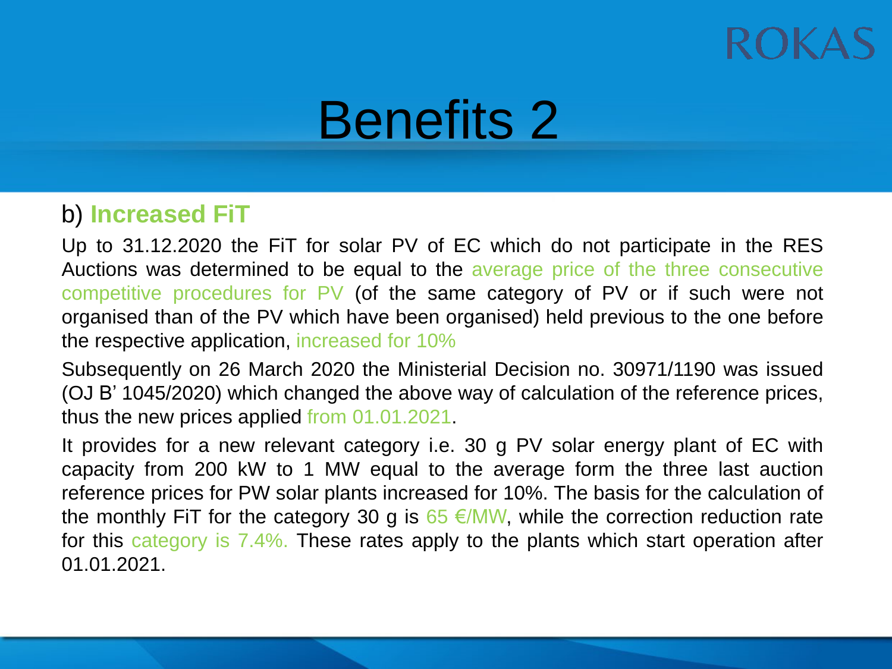# Benefits 2

## b) **Increased FiT**

Up to 31.12.2020 the FiT for solar PV of EC which do not participate in the RES Auctions was determined to be equal to the average price of the three consecutive competitive procedures for PV (of the same category of PV or if such were not organised than of the PV which have been organised) held previous to the one before the respective application, increased for 10%

Subsequently on 26 March 2020 the Ministerial Decision no. 30971/1190 was issued (OJ B' 1045/2020) which changed the above way of calculation of the reference prices, thus the new prices applied from 01.01.2021.

It provides for a new relevant category i.e. 30 g PV solar energy plant of EC with capacity from 200 kW to 1 MW equal to the average form the three last auction reference prices for PW solar plants increased for 10%. The basis for the calculation of the monthly FiT for the category 30 g is 65 €/MW, while the correction reduction rate for this category is 7.4%. These rates apply to the plants which start operation after 01.01.2021.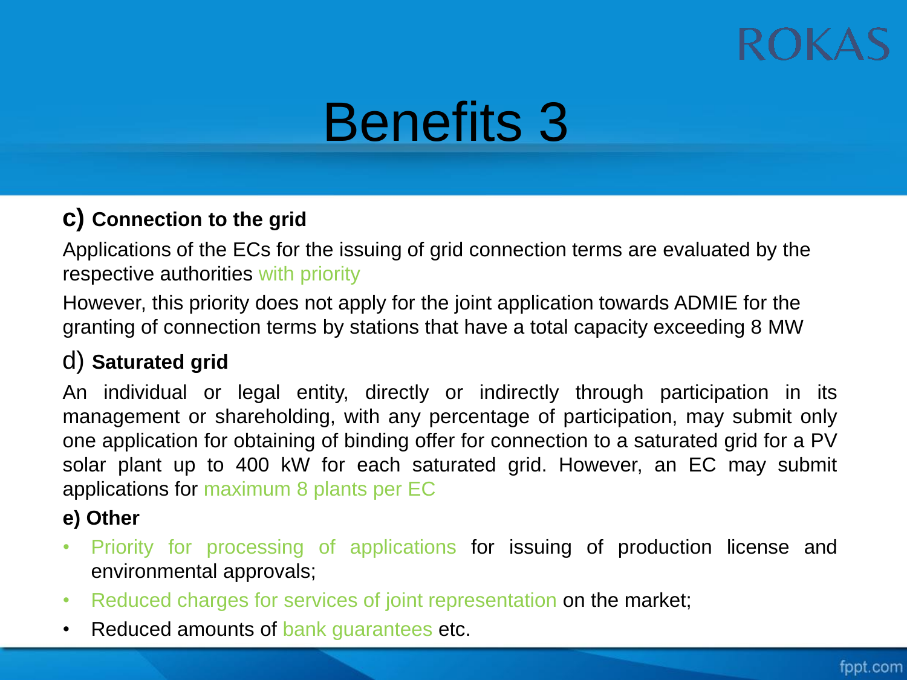# Benefits 3

**c) Connection to the grid**

Applications of the ECs for the issuing of grid connection terms are evaluated by the respective authorities with priority

However, this priority does not apply for the joint application towards ADMIE for the granting of connection terms by stations that have a total capacity exceeding 8 MW

d) **Saturated grid**

An individual or legal entity, directly or indirectly through participation in its management or shareholding, with any percentage of participation, may submit only one application for obtaining of binding offer for connection to a saturated grid for a PV solar plant up to 400 kW for each saturated grid. However, an EC may submit applications for maximum 8 plants per EC

**e) Other**

- Priority for processing of applications for issuing of production license and environmental approvals;
- Reduced charges for services of joint representation on the market;
- Reduced amounts of bank guarantees etc.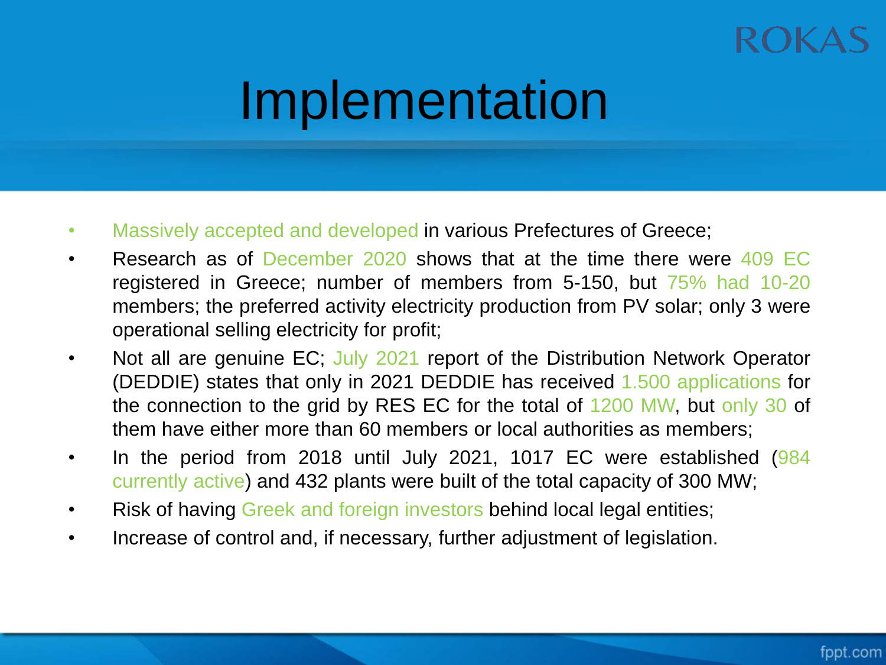# Implementation

- Massively accepted and developed in various Prefectures of Greece;
- Research as of December 2020 shows that at the time there were 409 EC registered in Greece; number of members from 5-150, but 75% had 10-20 members; the preferred activity electricity production from PV solar; only 3 were operational selling electricity for profit;
- Not all are genuine EC; July 2021 report of the Distribution Network Operator (DEDDIE) states that only in 2021 DEDDIE has received 1.500 applications for the connection to the grid by RES EC for the total of 1200 MW, but only 30 of them have either more than 60 members or local authorities as members;
- In the period from 2018 until July 2021, 1017 EC were established (984 currently active) and 432 plants were built of the total capacity of 300 MW;
- Risk of having Greek and foreign investors behind local legal entities;
- Increase of control and, if necessary, further adjustment of legislation.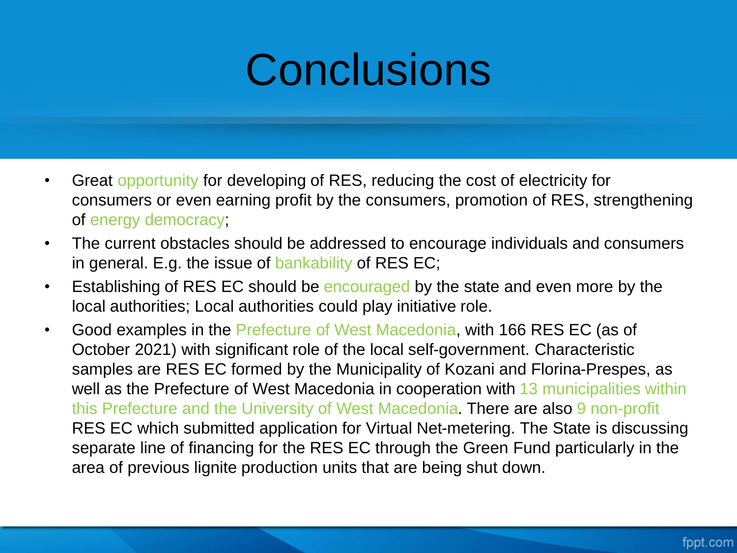# Conclusions

- Great opportunity for developing of RES, reducing the cost of electricity for consumers or even earning profit by the consumers, promotion of RES, strengthening of energy democracy;
- The current obstacles should be addressed to encourage individuals and consumers in general. E.g. the issue of bankability of RES EC;
- Establishing of RES EC should be encouraged by the state and even more by the local authorities; Local authorities could play initiative role.
- Good examples in the Prefecture of West Macedonia, with 166 RES EC (as of October 2021) with significant role of the local self-government. Characteristic samples are RES EC formed by the Municipality of Kozani and Florina-Prespes, as well as the Prefecture of West Macedonia in cooperation with 13 municipalities within this Prefecture and the University of West Macedonia. There are also 9 non-profit RES EC which submitted application for Virtual Net-metering. The State is discussing separate line of financing for the RES EC through the Green Fund particularly in the area of previous lignite production units that are being shut down.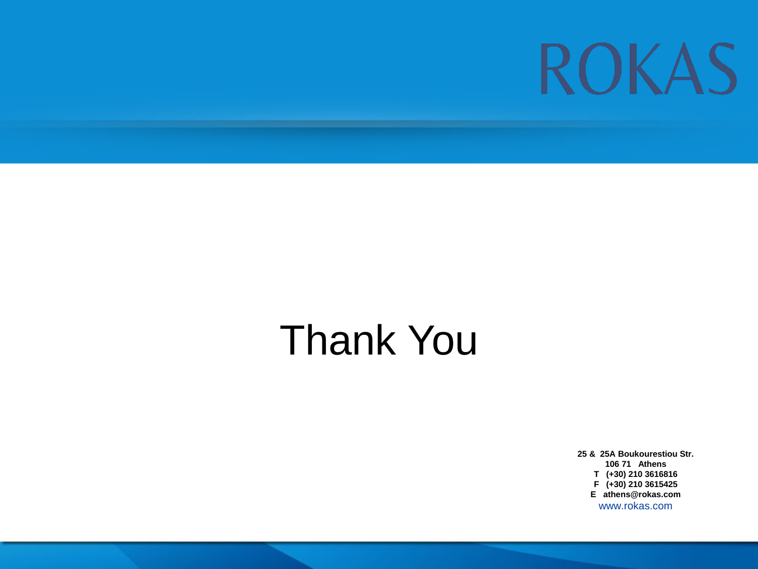ROKAS

# Thank You

**25 & 25A Boukourestiou Str.**
**106 71 Athens**
**T (+30) 210 3616816**
**F (+30) 210 3615425**
**E athens@rokas.com**
www.rokas.com